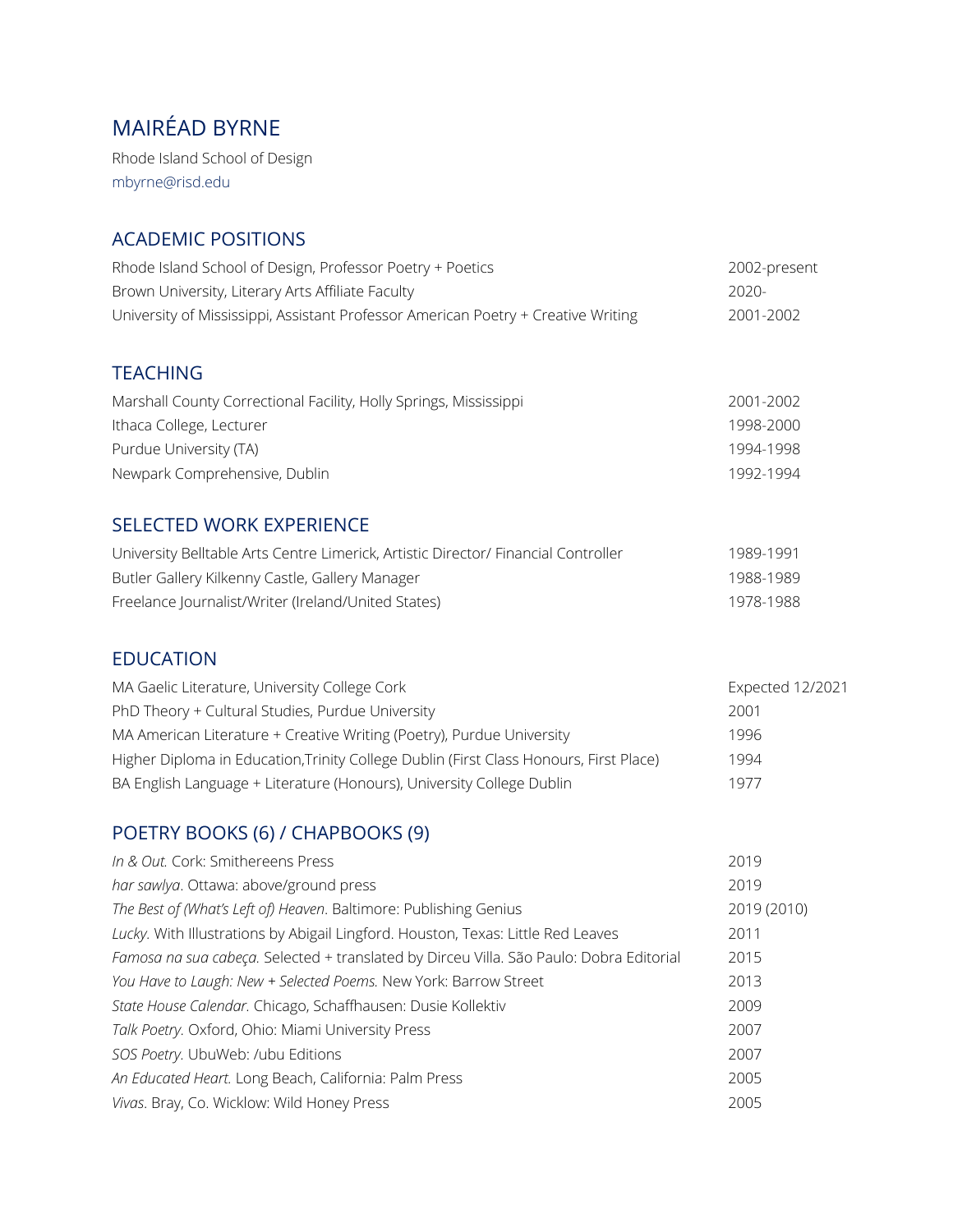# MAIRÉAD BYRNE

Rhode Island School of Design
mbyrne@risd.edu

## ACADEMIC POSITIONS

| | |
|---|---|
| Rhode Island School of Design, Professor Poetry + Poetics | 2002-present |
| Brown University, Literary Arts Affiliate Faculty | 2020- |
| University of Mississippi, Assistant Professor American Poetry + Creative Writing | 2001-2002 |

## TEACHING

| | |
|---|---|
| Marshall County Correctional Facility, Holly Springs, Mississippi | 2001-2002 |
| Ithaca College, Lecturer | 1998-2000 |
| Purdue University (TA) | 1994-1998 |
| Newpark Comprehensive, Dublin | 1992-1994 |

## SELECTED WORK EXPERIENCE

| | |
|---|---|
| University Belltable Arts Centre Limerick, Artistic Director/ Financial Controller | 1989-1991 |
| Butler Gallery Kilkenny Castle, Gallery Manager | 1988-1989 |
| Freelance Journalist/Writer (Ireland/United States) | 1978-1988 |

## EDUCATION

| | |
|---|---|
| MA Gaelic Literature, University College Cork | Expected 12/2021 |
| PhD Theory + Cultural Studies, Purdue University | 2001 |
| MA American Literature + Creative Writing (Poetry), Purdue University | 1996 |
| Higher Diploma in Education,Trinity College Dublin (First Class Honours, First Place) | 1994 |
| BA English Language + Literature (Honours), University College Dublin | 1977 |

## POETRY BOOKS (6) / CHAPBOOKS (9)

| | |
|---|---|
| *In & Out.* Cork: Smithereens Press | 2019 |
| *har sawlya*. Ottawa: above/ground press | 2019 |
| *The Best of (What's Left of) Heaven*. Baltimore: Publishing Genius | 2019 (2010) |
| *Lucky.* With Illustrations by Abigail Lingford. Houston, Texas: Little Red Leaves | 2011 |
| *Famosa na sua cabeça.* Selected + translated by Dirceu Villa. São Paulo: Dobra Editorial | 2015 |
| *You Have to Laugh: New + Selected Poems.* New York: Barrow Street | 2013 |
| *State House Calendar.* Chicago, Schaffhausen: Dusie Kollektiv | 2009 |
| *Talk Poetry.* Oxford, Ohio: Miami University Press | 2007 |
| *SOS Poetry.* UbuWeb: /ubu Editions | 2007 |
| *An Educated Heart.* Long Beach, California: Palm Press | 2005 |
| *Vivas.* Bray, Co. Wicklow: Wild Honey Press | 2005 |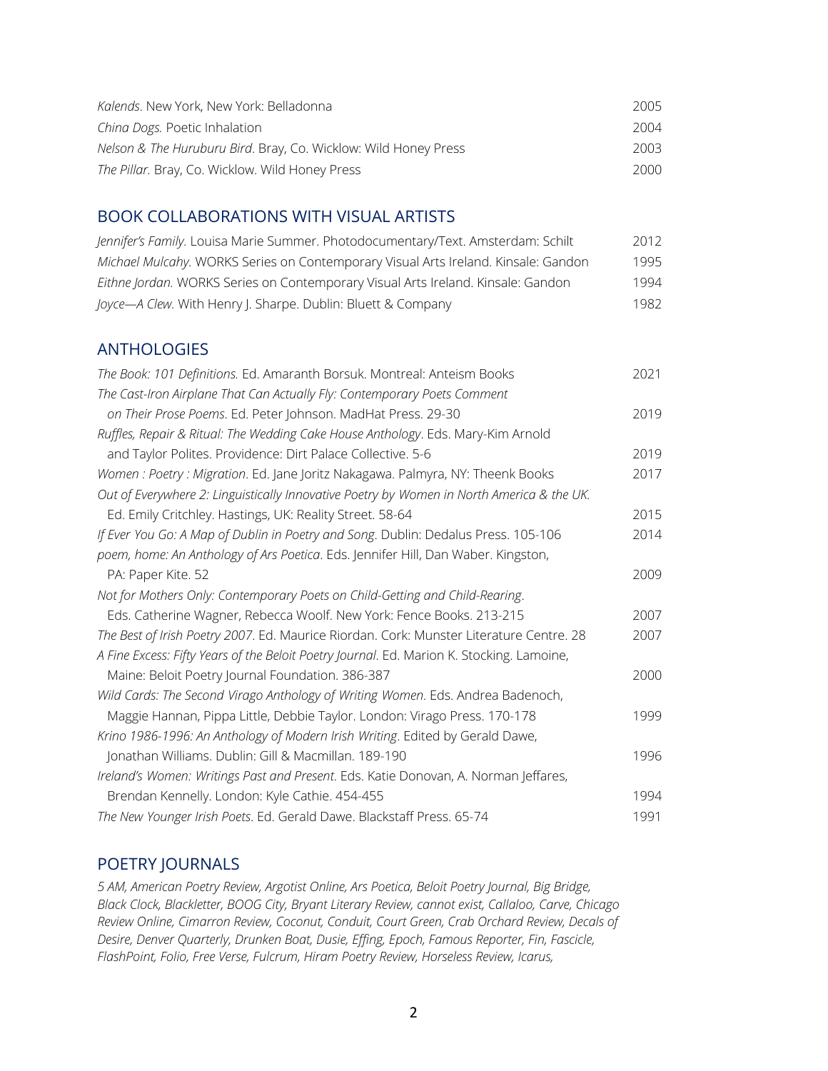| | |
|---|---|
| *Kalends*. New York, New York: Belladonna | 2005 |
| *China Dogs.* Poetic Inhalation | 2004 |
| *Nelson & The Huruburu Bird*. Bray, Co. Wicklow: Wild Honey Press | 2003 |
| *The Pillar.* Bray, Co. Wicklow. Wild Honey Press | 2000 |

## BOOK COLLABORATIONS WITH VISUAL ARTISTS

| | |
|---|---|
| *Jennifer's Family.* Louisa Marie Summer. Photodocumentary/Text. Amsterdam: Schilt | 2012 |
| *Michael Mulcahy.* WORKS Series on Contemporary Visual Arts Ireland. Kinsale: Gandon | 1995 |
| *Eithne Jordan.* WORKS Series on Contemporary Visual Arts Ireland. Kinsale: Gandon | 1994 |
| *Joyce—A Clew.* With Henry J. Sharpe. Dublin: Bluett & Company | 1982 |

## ANTHOLOGIES

| | |
|---|---|
| *The Book: 101 Definitions.* Ed. Amaranth Borsuk. Montreal: Anteism Books | 2021 |
| *The Cast-Iron Airplane That Can Actually Fly: Contemporary Poets Comment on Their Prose Poems*. Ed. Peter Johnson. MadHat Press. 29-30 | 2019 |
| *Ruffles, Repair & Ritual: The Wedding Cake House Anthology*. Eds. Mary-Kim Arnold and Taylor Polites. Providence: Dirt Palace Collective. 5-6 | 2019 |
| *Women : Poetry : Migration*. Ed. Jane Joritz Nakagawa. Palmyra, NY: Theenk Books | 2017 |
| *Out of Everywhere 2: Linguistically Innovative Poetry by Women in North America & the UK.* Ed. Emily Critchley. Hastings, UK: Reality Street. 58-64 | 2015 |
| *If Ever You Go: A Map of Dublin in Poetry and Song*. Dublin: Dedalus Press. 105-106 | 2014 |
| *poem, home: An Anthology of Ars Poetica*. Eds. Jennifer Hill, Dan Waber. Kingston, PA: Paper Kite. 52 | 2009 |
| *Not for Mothers Only: Contemporary Poets on Child-Getting and Child-Rearing*. Eds. Catherine Wagner, Rebecca Woolf. New York: Fence Books. 213-215 | 2007 |
| *The Best of Irish Poetry 2007*. Ed. Maurice Riordan. Cork: Munster Literature Centre. 28 | 2007 |
| *A Fine Excess: Fifty Years of the Beloit Poetry Journal*. Ed. Marion K. Stocking. Lamoine, Maine: Beloit Poetry Journal Foundation. 386-387 | 2000 |
| *Wild Cards: The Second Virago Anthology of Writing Women*. Eds. Andrea Badenoch, Maggie Hannan, Pippa Little, Debbie Taylor. London: Virago Press. 170-178 | 1999 |
| *Krino 1986-1996: An Anthology of Modern Irish Writing*. Edited by Gerald Dawe, Jonathan Williams. Dublin: Gill & Macmillan. 189-190 | 1996 |
| *Ireland's Women: Writings Past and Present*. Eds. Katie Donovan, A. Norman Jeffares, Brendan Kennelly. London: Kyle Cathie. 454-455 | 1994 |
| *The New Younger Irish Poets*. Ed. Gerald Dawe. Blackstaff Press. 65-74 | 1991 |

## POETRY JOURNALS

*5 AM, American Poetry Review, Argotist Online, Ars Poetica, Beloit Poetry Journal, Big Bridge, Black Clock, Blackletter, BOOG City, Bryant Literary Review, cannot exist, Callaloo, Carve, Chicago Review Online, Cimarron Review, Coconut, Conduit, Court Green, Crab Orchard Review, Decals of Desire, Denver Quarterly, Drunken Boat, Dusie, Effing, Epoch, Famous Reporter, Fin, Fascicle, FlashPoint, Folio, Free Verse, Fulcrum, Hiram Poetry Review, Horseless Review, Icarus,*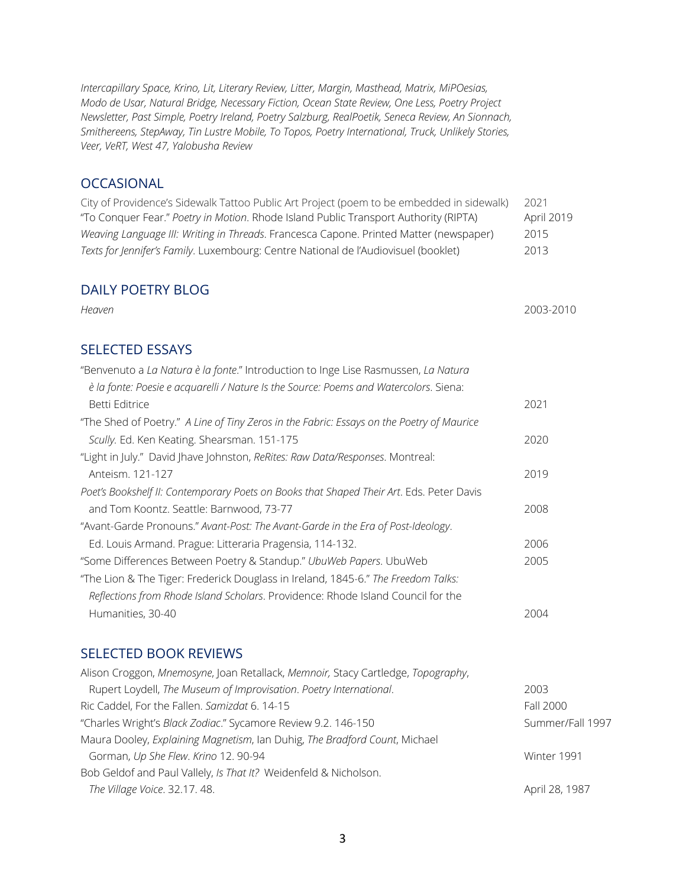*Intercapillary Space, Krino, Lit, Literary Review, Litter, Margin, Masthead, Matrix, MiPOesias, Modo de Usar, Natural Bridge, Necessary Fiction, Ocean State Review, One Less, Poetry Project Newsletter, Past Simple, Poetry Ireland, Poetry Salzburg, RealPoetik, Seneca Review, An Sionnach, Smithereens, StepAway, Tin Lustre Mobile, To Topos, Poetry International, Truck, Unlikely Stories, Veer, VeRT, West 47, Yalobusha Review*

## OCCASIONAL

City of Providence's Sidewalk Tattoo Public Art Project (poem to be embedded in sidewalk) 2021
"To Conquer Fear." *Poetry in Motion*. Rhode Island Public Transport Authority (RIPTA) April 2019
*Weaving Language III: Writing in Threads*. Francesca Capone. Printed Matter (newspaper) 2015
*Texts for Jennifer's Family*. Luxembourg: Centre National de l'Audiovisuel (booklet) 2013

## DAILY POETRY BLOG

*Heaven* 2003-2010

## SELECTED ESSAYS

"Benvenuto a *La Natura è la fonte*." Introduction to Inge Lise Rasmussen, *La Natura è la fonte: Poesie e acquarelli / Nature Is the Source: Poems and Watercolors*. Siena: Betti Editrice 2021

"The Shed of Poetry." *A Line of Tiny Zeros in the Fabric: Essays on the Poetry of Maurice Scully.* Ed. Ken Keating. Shearsman. 151-175 2020

"Light in July." David Jhave Johnston, *ReRites: Raw Data/Responses*. Montreal: Anteism. 121-127 2019

*Poet's Bookshelf II: Contemporary Poets on Books that Shaped Their Art*. Eds. Peter Davis and Tom Koontz. Seattle: Barnwood, 73-77 2008

"Avant-Garde Pronouns." *Avant-Post: The Avant-Garde in the Era of Post-Ideology*. Ed. Louis Armand. Prague: Litteraria Pragensia, 114-132. 2006

"Some Differences Between Poetry & Standup." *UbuWeb Papers*. UbuWeb 2005

"The Lion & The Tiger: Frederick Douglass in Ireland, 1845-6." *The Freedom Talks: Reflections from Rhode Island Scholars*. Providence: Rhode Island Council for the Humanities, 30-40 2004

## SELECTED BOOK REVIEWS

Alison Croggon, *Mnemosyne*, Joan Retallack, *Memnoir,* Stacy Cartledge, *Topography*, Rupert Loydell, *The Museum of Improvisation*. *Poetry International*. 2003

Ric Caddel, For the Fallen. *Samizdat* 6. 14-15 Fall 2000

"Charles Wright's *Black Zodiac*." Sycamore Review 9.2. 146-150 Summer/Fall 1997

Maura Dooley, *Explaining Magnetism*, Ian Duhig, *The Bradford Count*, Michael Gorman, *Up She Flew*. *Krino* 12. 90-94 Winter 1991

Bob Geldof and Paul Vallely, *Is That It?* Weidenfeld & Nicholson. *The Village Voice*. 32.17. 48. April 28, 1987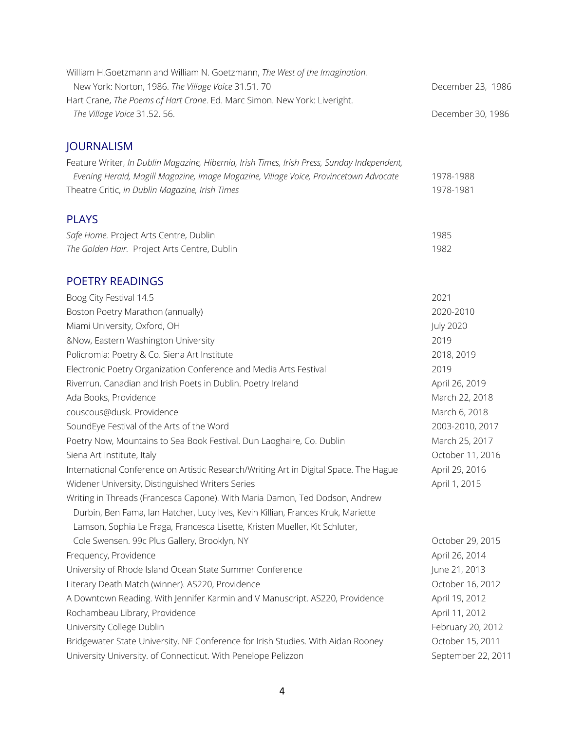William H.Goetzmann and William N. Goetzmann, *The West of the Imagination.* New York: Norton, 1986. *The Village Voice* 31.51. 70 — December 23, 1986

Hart Crane, *The Poems of Hart Crane*. Ed. Marc Simon. New York: Liveright. *The Village Voice* 31.52. 56. — December 30, 1986

## JOURNALISM

Feature Writer, *In Dublin Magazine, Hibernia, Irish Times, Irish Press, Sunday Independent, Evening Herald, Magill Magazine, Image Magazine, Village Voice, Provincetown Advocate* — 1978-1988

Theatre Critic, *In Dublin Magazine, Irish Times* — 1978-1981

## PLAYS

*Safe Home.* Project Arts Centre, Dublin — 1985

*The Golden Hair.* Project Arts Centre, Dublin — 1982

## POETRY READINGS

Boog City Festival 14.5 — 2021

Boston Poetry Marathon (annually) — 2020-2010

Miami University, Oxford, OH — July 2020

&Now, Eastern Washington University — 2019

Policromia: Poetry & Co. Siena Art Institute — 2018, 2019

Electronic Poetry Organization Conference and Media Arts Festival — 2019

Riverrun. Canadian and Irish Poets in Dublin. Poetry Ireland — April 26, 2019

Ada Books, Providence — March 22, 2018

couscous@dusk. Providence — March 6, 2018

SoundEye Festival of the Arts of the Word — 2003-2010, 2017

Poetry Now, Mountains to Sea Book Festival. Dun Laoghaire, Co. Dublin — March 25, 2017

Siena Art Institute, Italy — October 11, 2016

International Conference on Artistic Research/Writing Art in Digital Space. The Hague — April 29, 2016

Widener University, Distinguished Writers Series — April 1, 2015

Writing in Threads (Francesca Capone). With Maria Damon, Ted Dodson, Andrew Durbin, Ben Fama, Ian Hatcher, Lucy Ives, Kevin Killian, Frances Kruk, Mariette Lamson, Sophia Le Fraga, Francesca Lisette, Kristen Mueller, Kit Schluter, Cole Swensen. 99c Plus Gallery, Brooklyn, NY — October 29, 2015

Frequency, Providence — April 26, 2014

University of Rhode Island Ocean State Summer Conference — June 21, 2013

Literary Death Match (winner). AS220, Providence — October 16, 2012

A Downtown Reading. With Jennifer Karmin and V Manuscript. AS220, Providence — April 19, 2012

Rochambeau Library, Providence — April 11, 2012

University College Dublin — February 20, 2012

Bridgewater State University. NE Conference for Irish Studies. With Aidan Rooney — October 15, 2011

University University. of Connecticut. With Penelope Pelizzon — September 22, 2011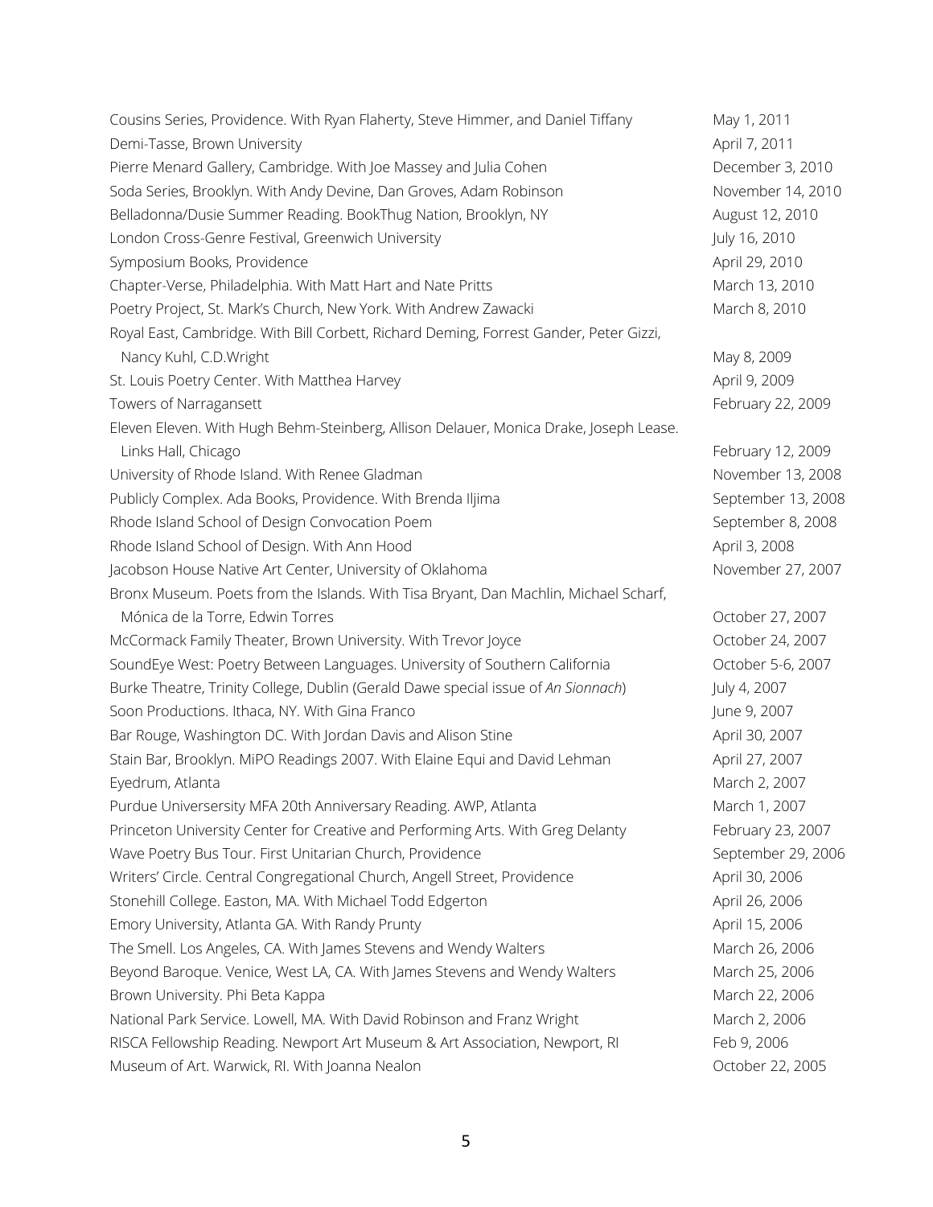| | |
|---|---|
| Cousins Series, Providence. With Ryan Flaherty, Steve Himmer, and Daniel Tiffany | May 1, 2011 |
| Demi-Tasse, Brown University | April 7, 2011 |
| Pierre Menard Gallery, Cambridge. With Joe Massey and Julia Cohen | December 3, 2010 |
| Soda Series, Brooklyn. With Andy Devine, Dan Groves, Adam Robinson | November 14, 2010 |
| Belladonna/Dusie Summer Reading. BookThug Nation, Brooklyn, NY | August 12, 2010 |
| London Cross-Genre Festival, Greenwich University | July 16, 2010 |
| Symposium Books, Providence | April 29, 2010 |
| Chapter-Verse, Philadelphia. With Matt Hart and Nate Pritts | March 13, 2010 |
| Poetry Project, St. Mark's Church, New York. With Andrew Zawacki | March 8, 2010 |
| Royal East, Cambridge. With Bill Corbett, Richard Deming, Forrest Gander, Peter Gizzi, Nancy Kuhl, C.D.Wright | May 8, 2009 |
| St. Louis Poetry Center. With Matthea Harvey | April 9, 2009 |
| Towers of Narragansett | February 22, 2009 |
| Eleven Eleven. With Hugh Behm-Steinberg, Allison Delauer, Monica Drake, Joseph Lease. Links Hall, Chicago | February 12, 2009 |
| University of Rhode Island. With Renee Gladman | November 13, 2008 |
| Publicly Complex. Ada Books, Providence. With Brenda Iljima | September 13, 2008 |
| Rhode Island School of Design Convocation Poem | September 8, 2008 |
| Rhode Island School of Design. With Ann Hood | April 3, 2008 |
| Jacobson House Native Art Center, University of Oklahoma | November 27, 2007 |
| Bronx Museum. Poets from the Islands. With Tisa Bryant, Dan Machlin, Michael Scharf, Mónica de la Torre, Edwin Torres | October 27, 2007 |
| McCormack Family Theater, Brown University. With Trevor Joyce | October 24, 2007 |
| SoundEye West: Poetry Between Languages. University of Southern California | October 5-6, 2007 |
| Burke Theatre, Trinity College, Dublin (Gerald Dawe special issue of *An Sionnach*) | July 4, 2007 |
| Soon Productions. Ithaca, NY. With Gina Franco | June 9, 2007 |
| Bar Rouge, Washington DC. With Jordan Davis and Alison Stine | April 30, 2007 |
| Stain Bar, Brooklyn. MiPO Readings 2007. With Elaine Equi and David Lehman | April 27, 2007 |
| Eyedrum, Atlanta | March 2, 2007 |
| Purdue Universersity MFA 20th Anniversary Reading. AWP, Atlanta | March 1, 2007 |
| Princeton University Center for Creative and Performing Arts. With Greg Delanty | February 23, 2007 |
| Wave Poetry Bus Tour. First Unitarian Church, Providence | September 29, 2006 |
| Writers' Circle. Central Congregational Church, Angell Street, Providence | April 30, 2006 |
| Stonehill College. Easton, MA. With Michael Todd Edgerton | April 26, 2006 |
| Emory University, Atlanta GA. With Randy Prunty | April 15, 2006 |
| The Smell. Los Angeles, CA. With James Stevens and Wendy Walters | March 26, 2006 |
| Beyond Baroque. Venice, West LA, CA. With James Stevens and Wendy Walters | March 25, 2006 |
| Brown University. Phi Beta Kappa | March 22, 2006 |
| National Park Service. Lowell, MA. With David Robinson and Franz Wright | March 2, 2006 |
| RISCA Fellowship Reading. Newport Art Museum & Art Association, Newport, RI | Feb 9, 2006 |
| Museum of Art. Warwick, RI. With Joanna Nealon | October 22, 2005 |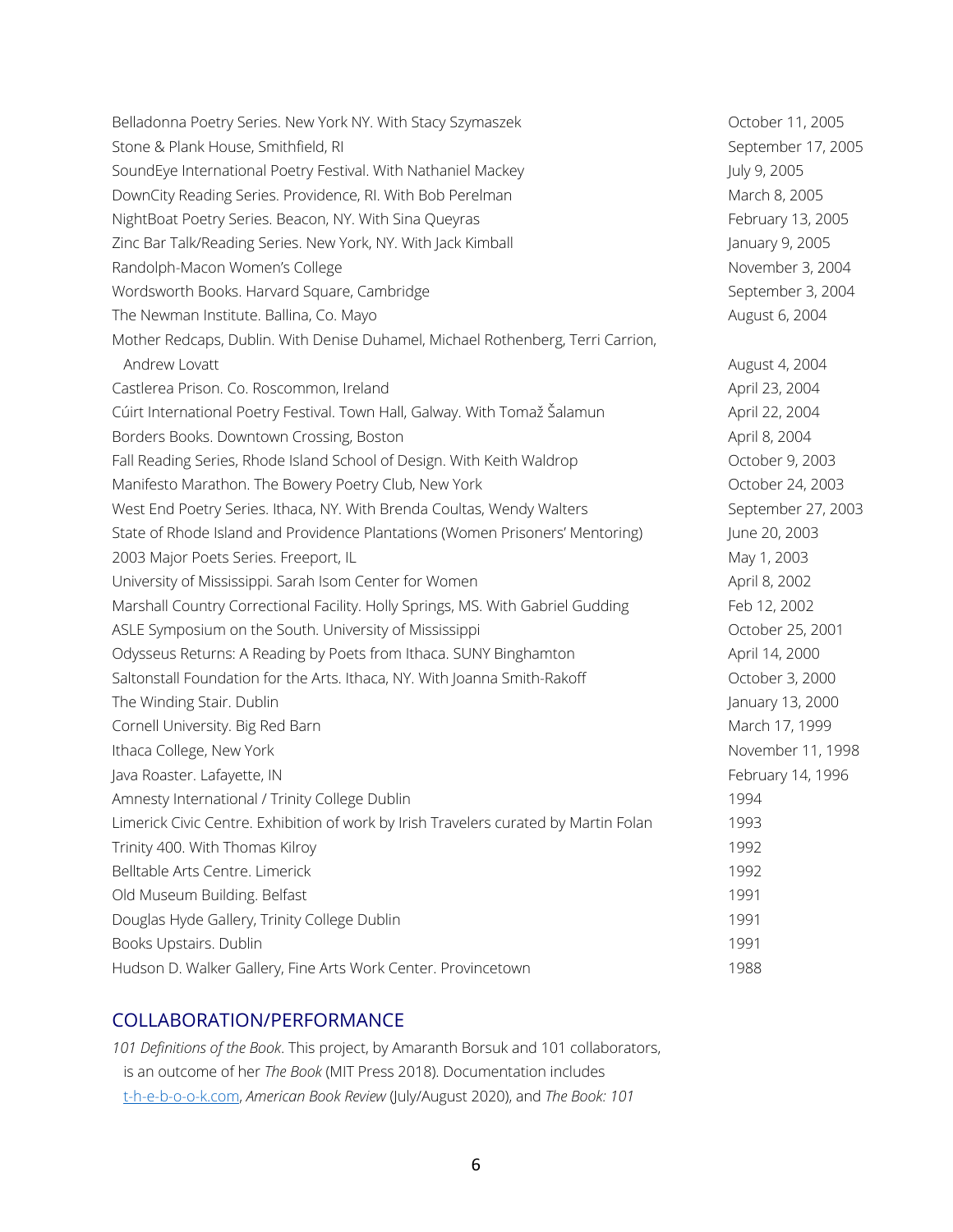| | |
|---|---|
| Belladonna Poetry Series. New York NY. With Stacy Szymaszek | October 11, 2005 |
| Stone & Plank House, Smithfield, RI | September 17, 2005 |
| SoundEye International Poetry Festival. With Nathaniel Mackey | July 9, 2005 |
| DownCity Reading Series. Providence, RI. With Bob Perelman | March 8, 2005 |
| NightBoat Poetry Series. Beacon, NY. With Sina Queyras | February 13, 2005 |
| Zinc Bar Talk/Reading Series. New York, NY. With Jack Kimball | January 9, 2005 |
| Randolph-Macon Women's College | November 3, 2004 |
| Wordsworth Books. Harvard Square, Cambridge | September 3, 2004 |
| The Newman Institute. Ballina, Co. Mayo | August 6, 2004 |
| Mother Redcaps, Dublin. With Denise Duhamel, Michael Rothenberg, Terri Carrion, Andrew Lovatt | August 4, 2004 |
| Castlerea Prison. Co. Roscommon, Ireland | April 23, 2004 |
| Cúirt International Poetry Festival. Town Hall, Galway. With Tomaž Šalamun | April 22, 2004 |
| Borders Books. Downtown Crossing, Boston | April 8, 2004 |
| Fall Reading Series, Rhode Island School of Design. With Keith Waldrop | October 9, 2003 |
| Manifesto Marathon. The Bowery Poetry Club, New York | October 24, 2003 |
| West End Poetry Series. Ithaca, NY. With Brenda Coultas, Wendy Walters | September 27, 2003 |
| State of Rhode Island and Providence Plantations (Women Prisoners' Mentoring) | June 20, 2003 |
| 2003 Major Poets Series. Freeport, IL | May 1, 2003 |
| University of Mississippi. Sarah Isom Center for Women | April 8, 2002 |
| Marshall Country Correctional Facility. Holly Springs, MS. With Gabriel Gudding | Feb 12, 2002 |
| ASLE Symposium on the South. University of Mississippi | October 25, 2001 |
| Odysseus Returns: A Reading by Poets from Ithaca. SUNY Binghamton | April 14, 2000 |
| Saltonstall Foundation for the Arts. Ithaca, NY. With Joanna Smith-Rakoff | October 3, 2000 |
| The Winding Stair. Dublin | January 13, 2000 |
| Cornell University. Big Red Barn | March 17, 1999 |
| Ithaca College, New York | November 11, 1998 |
| Java Roaster. Lafayette, IN | February 14, 1996 |
| Amnesty International / Trinity College Dublin | 1994 |
| Limerick Civic Centre. Exhibition of work by Irish Travelers curated by Martin Folan | 1993 |
| Trinity 400. With Thomas Kilroy | 1992 |
| Belltable Arts Centre. Limerick | 1992 |
| Old Museum Building. Belfast | 1991 |
| Douglas Hyde Gallery, Trinity College Dublin | 1991 |
| Books Upstairs. Dublin | 1991 |
| Hudson D. Walker Gallery, Fine Arts Work Center. Provincetown | 1988 |

## COLLABORATION/PERFORMANCE

*101 Definitions of the Book*. This project, by Amaranth Borsuk and 101 collaborators, is an outcome of her *The Book* (MIT Press 2018). Documentation includes t-h-e-b-o-o-k.com, *American Book Review* (July/August 2020), and *The Book: 101*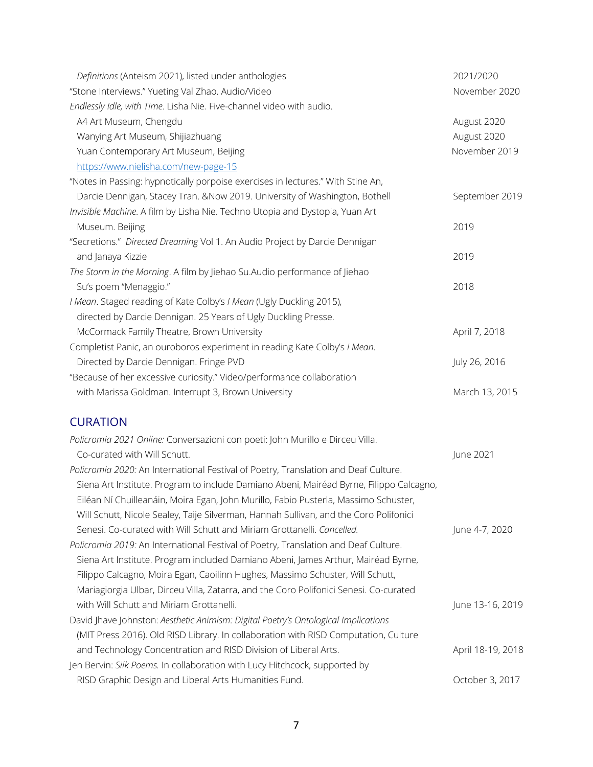*Definitions* (Anteism 2021), listed under anthologies 2021/2020

"Stone Interviews." Yueting Val Zhao. Audio/Video November 2020

*Endlessly Idle, with Time*. Lisha Nie. Five-channel video with audio.
A4 Art Museum, Chengdu August 2020
Wanying Art Museum, Shijiazhuang August 2020
Yuan Contemporary Art Museum, Beijing November 2019
https://www.nielisha.com/new-page-15

"Notes in Passing: hypnotically porpoise exercises in lectures." With Stine An, Darcie Dennigan, Stacey Tran. &Now 2019. University of Washington, Bothell September 2019

*Invisible Machine*. A film by Lisha Nie. Techno Utopia and Dystopia, Yuan Art Museum. Beijing 2019

"Secretions." *Directed Dreaming* Vol 1. An Audio Project by Darcie Dennigan and Janaya Kizzie 2019

*The Storm in the Morning*. A film by Jiehao Su.Audio performance of Jiehao Su's poem "Menaggio." 2018

*I Mean*. Staged reading of Kate Colby's *I Mean* (Ugly Duckling 2015), directed by Darcie Dennigan. 25 Years of Ugly Duckling Presse. McCormack Family Theatre, Brown University April 7, 2018

Completist Panic, an ouroboros experiment in reading Kate Colby's *I Mean*. Directed by Darcie Dennigan. Fringe PVD July 26, 2016

"Because of her excessive curiosity." Video/performance collaboration with Marissa Goldman. Interrupt 3, Brown University March 13, 2015

## CURATION

*Policromia 2021 Online:* Conversazioni con poeti: John Murillo e Dirceu Villa. Co-curated with Will Schutt. June 2021

*Policromia 2020:* An International Festival of Poetry, Translation and Deaf Culture. Siena Art Institute. Program to include Damiano Abeni, Mairéad Byrne, Filippo Calcagno, Eiléan Ní Chuilleanáin, Moira Egan, John Murillo, Fabio Pusterla, Massimo Schuster, Will Schutt, Nicole Sealey, Taije Silverman, Hannah Sullivan, and the Coro Polifonici Senesi. Co-curated with Will Schutt and Miriam Grottanelli. *Cancelled.* June 4-7, 2020

*Policromia 2019:* An International Festival of Poetry, Translation and Deaf Culture. Siena Art Institute. Program included Damiano Abeni, James Arthur, Mairéad Byrne, Filippo Calcagno, Moira Egan, Caoilinn Hughes, Massimo Schuster, Will Schutt, Mariagiorgia Ulbar, Dirceu Villa, Zatarra, and the Coro Polifonici Senesi. Co-curated with Will Schutt and Miriam Grottanelli. June 13-16, 2019

David Jhave Johnston: *Aesthetic Animism: Digital Poetry's Ontological Implications* (MIT Press 2016). Old RISD Library. In collaboration with RISD Computation, Culture and Technology Concentration and RISD Division of Liberal Arts. April 18-19, 2018

Jen Bervin: *Silk Poems.* In collaboration with Lucy Hitchcock, supported by RISD Graphic Design and Liberal Arts Humanities Fund. October 3, 2017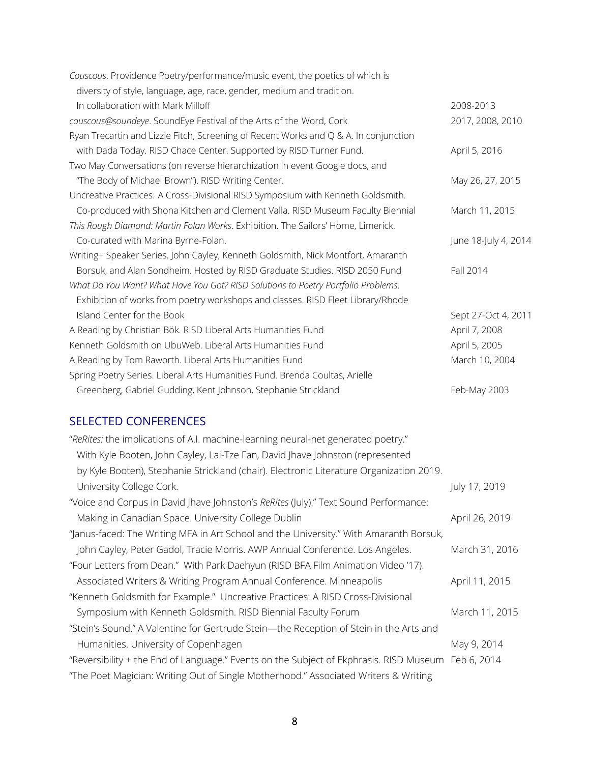*Couscous*. Providence Poetry/performance/music event, the poetics of which is diversity of style, language, age, race, gender, medium and tradition. In collaboration with Mark Milloff — 2008-2013

*couscous@soundeye*. SoundEye Festival of the Arts of the Word, Cork — 2017, 2008, 2010

Ryan Trecartin and Lizzie Fitch, Screening of Recent Works and Q & A. In conjunction with Dada Today. RISD Chace Center. Supported by RISD Turner Fund. — April 5, 2016

Two May Conversations (on reverse hierarchization in event Google docs, and "The Body of Michael Brown"). RISD Writing Center. — May 26, 27, 2015

Uncreative Practices: A Cross-Divisional RISD Symposium with Kenneth Goldsmith. Co-produced with Shona Kitchen and Clement Valla. RISD Museum Faculty Biennial — March 11, 2015

*This Rough Diamond: Martin Folan Works*. Exhibition. The Sailors' Home, Limerick. Co-curated with Marina Byrne-Folan. — June 18-July 4, 2014

Writing+ Speaker Series. John Cayley, Kenneth Goldsmith, Nick Montfort, Amaranth Borsuk, and Alan Sondheim. Hosted by RISD Graduate Studies. RISD 2050 Fund — Fall 2014

*What Do You Want? What Have You Got? RISD Solutions to Poetry Portfolio Problems.* Exhibition of works from poetry workshops and classes. RISD Fleet Library/Rhode Island Center for the Book — Sept 27-Oct 4, 2011

A Reading by Christian Bök. RISD Liberal Arts Humanities Fund — April 7, 2008

Kenneth Goldsmith on UbuWeb. Liberal Arts Humanities Fund — April 5, 2005

A Reading by Tom Raworth. Liberal Arts Humanities Fund — March 10, 2004

Spring Poetry Series. Liberal Arts Humanities Fund. Brenda Coultas, Arielle Greenberg, Gabriel Gudding, Kent Johnson, Stephanie Strickland — Feb-May 2003

## SELECTED CONFERENCES

"*ReRites:* the implications of A.I. machine-learning neural-net generated poetry." With Kyle Booten, John Cayley, Lai-Tze Fan, David Jhave Johnston (represented by Kyle Booten), Stephanie Strickland (chair). Electronic Literature Organization 2019. University College Cork. — July 17, 2019

"Voice and Corpus in David Jhave Johnston's *ReRites* (July)." Text Sound Performance: Making in Canadian Space. University College Dublin — April 26, 2019

"Janus-faced: The Writing MFA in Art School and the University." With Amaranth Borsuk, John Cayley, Peter Gadol, Tracie Morris. AWP Annual Conference. Los Angeles. — March 31, 2016

"Four Letters from Dean." With Park Daehyun (RISD BFA Film Animation Video '17). Associated Writers & Writing Program Annual Conference. Minneapolis — April 11, 2015

"Kenneth Goldsmith for Example." Uncreative Practices: A RISD Cross-Divisional Symposium with Kenneth Goldsmith. RISD Biennial Faculty Forum — March 11, 2015

"Stein's Sound." A Valentine for Gertrude Stein—the Reception of Stein in the Arts and Humanities. University of Copenhagen — May 9, 2014

"Reversibility + the End of Language." Events on the Subject of Ekphrasis. RISD Museum — Feb 6, 2014

"The Poet Magician: Writing Out of Single Motherhood." Associated Writers & Writing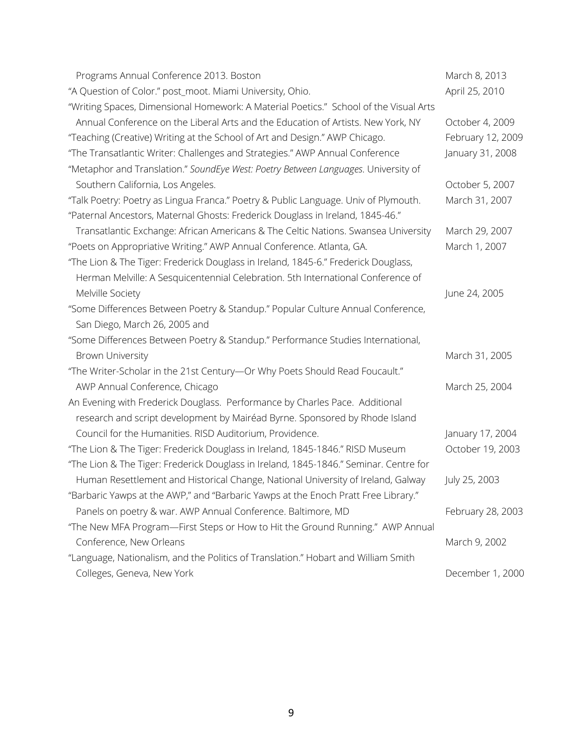Programs Annual Conference 2013. Boston March 8, 2013

"A Question of Color." post_moot. Miami University, Ohio. April 25, 2010

"Writing Spaces, Dimensional Homework: A Material Poetics." School of the Visual Arts Annual Conference on the Liberal Arts and the Education of Artists. New York, NY October 4, 2009

"Teaching (Creative) Writing at the School of Art and Design." AWP Chicago. February 12, 2009

"The Transatlantic Writer: Challenges and Strategies." AWP Annual Conference January 31, 2008

"Metaphor and Translation." *SoundEye West: Poetry Between Languages*. University of Southern California, Los Angeles. October 5, 2007

"Talk Poetry: Poetry as Lingua Franca." Poetry & Public Language. Univ of Plymouth. March 31, 2007

"Paternal Ancestors, Maternal Ghosts: Frederick Douglass in Ireland, 1845-46." Transatlantic Exchange: African Americans & The Celtic Nations. Swansea University March 29, 2007

"Poets on Appropriative Writing." AWP Annual Conference. Atlanta, GA. March 1, 2007

"The Lion & The Tiger: Frederick Douglass in Ireland, 1845-6." Frederick Douglass, Herman Melville: A Sesquicentennial Celebration. 5th International Conference of Melville Society June 24, 2005

"Some Differences Between Poetry & Standup." Popular Culture Annual Conference, San Diego, March 26, 2005 and

"Some Differences Between Poetry & Standup." Performance Studies International, Brown University March 31, 2005

"The Writer-Scholar in the 21st Century—Or Why Poets Should Read Foucault." AWP Annual Conference, Chicago March 25, 2004

An Evening with Frederick Douglass. Performance by Charles Pace. Additional research and script development by Mairéad Byrne. Sponsored by Rhode Island Council for the Humanities. RISD Auditorium, Providence. January 17, 2004

"The Lion & The Tiger: Frederick Douglass in Ireland, 1845-1846." RISD Museum October 19, 2003

"The Lion & The Tiger: Frederick Douglass in Ireland, 1845-1846." Seminar. Centre for Human Resettlement and Historical Change, National University of Ireland, Galway July 25, 2003

"Barbaric Yawps at the AWP," and "Barbaric Yawps at the Enoch Pratt Free Library." Panels on poetry & war. AWP Annual Conference. Baltimore, MD February 28, 2003

"The New MFA Program—First Steps or How to Hit the Ground Running." AWP Annual Conference, New Orleans March 9, 2002

"Language, Nationalism, and the Politics of Translation." Hobart and William Smith Colleges, Geneva, New York December 1, 2000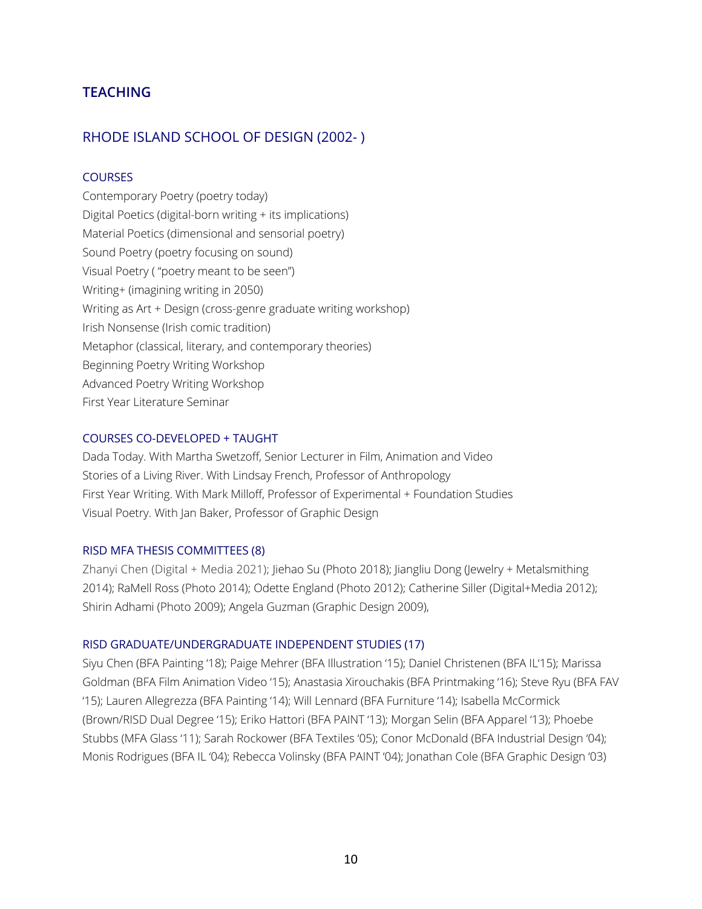## TEACHING

### RHODE ISLAND SCHOOL OF DESIGN (2002- )

#### COURSES

Contemporary Poetry (poetry today)
Digital Poetics (digital-born writing + its implications)
Material Poetics (dimensional and sensorial poetry)
Sound Poetry (poetry focusing on sound)
Visual Poetry ( "poetry meant to be seen")
Writing+ (imagining writing in 2050)
Writing as Art + Design (cross-genre graduate writing workshop)
Irish Nonsense (Irish comic tradition)
Metaphor (classical, literary, and contemporary theories)
Beginning Poetry Writing Workshop
Advanced Poetry Writing Workshop
First Year Literature Seminar

#### COURSES CO-DEVELOPED + TAUGHT

Dada Today. With Martha Swetzoff, Senior Lecturer in Film, Animation and Video
Stories of a Living River. With Lindsay French, Professor of Anthropology
First Year Writing. With Mark Milloff, Professor of Experimental + Foundation Studies
Visual Poetry. With Jan Baker, Professor of Graphic Design

#### RISD MFA THESIS COMMITTEES (8)

Zhanyi Chen (Digital + Media 2021); Jiehao Su (Photo 2018); Jiangliu Dong (Jewelry + Metalsmithing 2014); RaMell Ross (Photo 2014); Odette England (Photo 2012); Catherine Siller (Digital+Media 2012); Shirin Adhami (Photo 2009); Angela Guzman (Graphic Design 2009),

#### RISD GRADUATE/UNDERGRADUATE INDEPENDENT STUDIES (17)

Siyu Chen (BFA Painting '18); Paige Mehrer (BFA Illustration '15); Daniel Christenen (BFA IL'15); Marissa Goldman (BFA Film Animation Video '15); Anastasia Xirouchakis (BFA Printmaking '16); Steve Ryu (BFA FAV '15); Lauren Allegrezza (BFA Painting '14); Will Lennard (BFA Furniture '14); Isabella McCormick (Brown/RISD Dual Degree '15); Eriko Hattori (BFA PAINT '13); Morgan Selin (BFA Apparel '13); Phoebe Stubbs (MFA Glass '11); Sarah Rockower (BFA Textiles '05); Conor McDonald (BFA Industrial Design '04); Monis Rodrigues (BFA IL '04); Rebecca Volinsky (BFA PAINT '04); Jonathan Cole (BFA Graphic Design '03)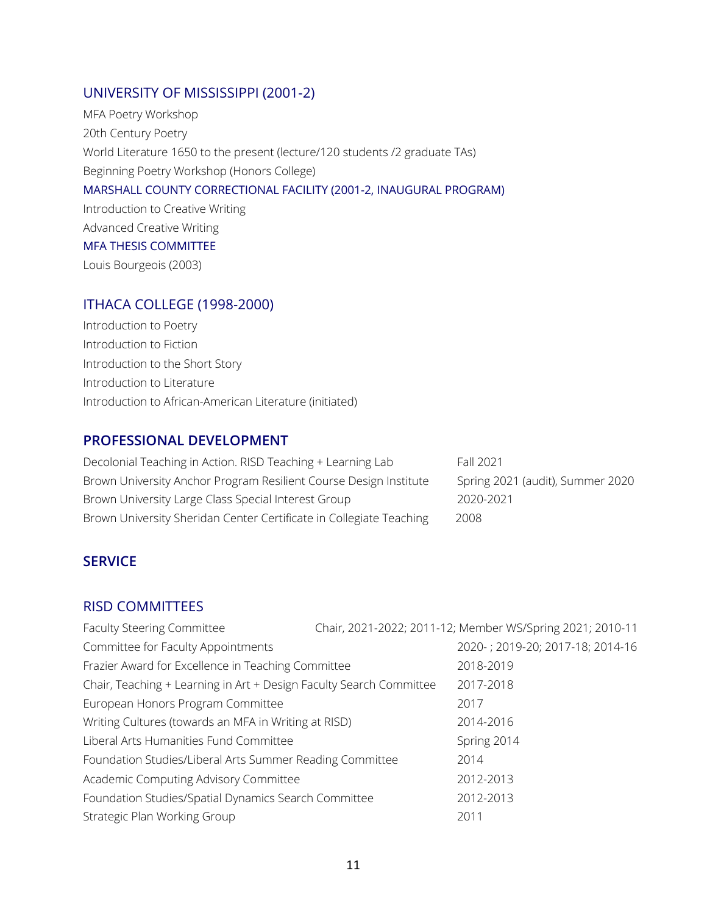### UNIVERSITY OF MISSISSIPPI (2001-2)

MFA Poetry Workshop
20th Century Poetry
World Literature 1650 to the present (lecture/120 students /2 graduate TAs)
Beginning Poetry Workshop (Honors College)

#### MARSHALL COUNTY CORRECTIONAL FACILITY (2001-2, INAUGURAL PROGRAM)

Introduction to Creative Writing
Advanced Creative Writing

#### MFA THESIS COMMITTEE

Louis Bourgeois (2003)

### ITHACA COLLEGE (1998-2000)

Introduction to Poetry
Introduction to Fiction
Introduction to the Short Story
Introduction to Literature
Introduction to African-American Literature (initiated)

## PROFESSIONAL DEVELOPMENT

| | |
|---|---|
| Decolonial Teaching in Action. RISD Teaching + Learning Lab | Fall 2021 |
| Brown University Anchor Program Resilient Course Design Institute | Spring 2021 (audit), Summer 2020 |
| Brown University Large Class Special Interest Group | 2020-2021 |
| Brown University Sheridan Center Certificate in Collegiate Teaching | 2008 |

## SERVICE

### RISD COMMITTEES

| | |
|---|---|
| Faculty Steering Committee | Chair, 2021-2022; 2011-12; Member WS/Spring 2021; 2010-11 |
| Committee for Faculty Appointments | 2020- ; 2019-20; 2017-18; 2014-16 |
| Frazier Award for Excellence in Teaching Committee | 2018-2019 |
| Chair, Teaching + Learning in Art + Design Faculty Search Committee | 2017-2018 |
| European Honors Program Committee | 2017 |
| Writing Cultures (towards an MFA in Writing at RISD) | 2014-2016 |
| Liberal Arts Humanities Fund Committee | Spring 2014 |
| Foundation Studies/Liberal Arts Summer Reading Committee | 2014 |
| Academic Computing Advisory Committee | 2012-2013 |
| Foundation Studies/Spatial Dynamics Search Committee | 2012-2013 |
| Strategic Plan Working Group | 2011 |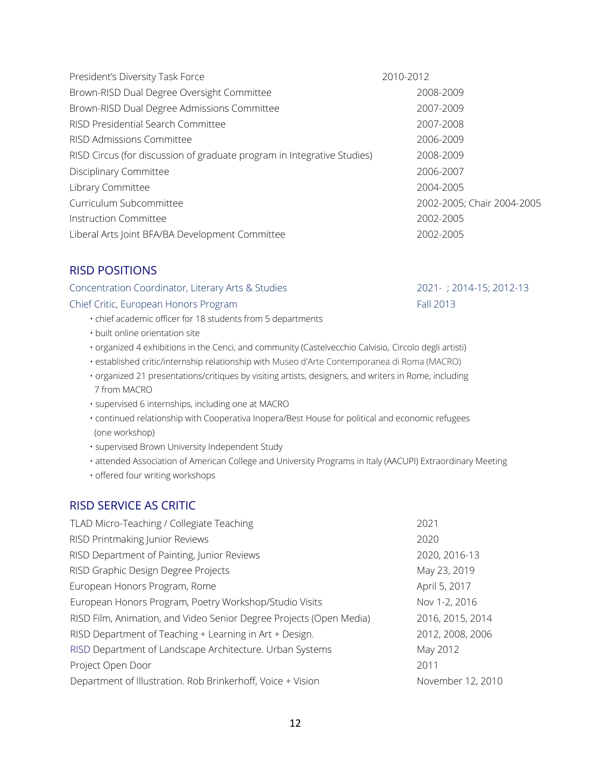| | |
|---|---|
| President's Diversity Task Force | 2010-2012 |
| Brown-RISD Dual Degree Oversight Committee | 2008-2009 |
| Brown-RISD Dual Degree Admissions Committee | 2007-2009 |
| RISD Presidential Search Committee | 2007-2008 |
| RISD Admissions Committee | 2006-2009 |
| RISD Circus (for discussion of graduate program in Integrative Studies) | 2008-2009 |
| Disciplinary Committee | 2006-2007 |
| Library Committee | 2004-2005 |
| Curriculum Subcommittee | 2002-2005; Chair 2004-2005 |
| Instruction Committee | 2002-2005 |
| Liberal Arts Joint BFA/BA Development Committee | 2002-2005 |

## RISD POSITIONS

| | |
|---|---|
| Concentration Coordinator, Literary Arts & Studies | 2021- ; 2014-15; 2012-13 |
| Chief Critic, European Honors Program | Fall 2013 |

- chief academic officer for 18 students from 5 departments
- built online orientation site
- organized 4 exhibitions in the Cenci, and community (Castelvecchio Calvisio, Circolo degli artisti)
- established critic/internship relationship with Museo d'Arte Contemporanea di Roma (MACRO)
- organized 21 presentations/critiques by visiting artists, designers, and writers in Rome, including 7 from MACRO
- supervised 6 internships, including one at MACRO
- continued relationship with Cooperativa Inopera/Best House for political and economic refugees (one workshop)
- supervised Brown University Independent Study
- attended Association of American College and University Programs in Italy (AACUPI) Extraordinary Meeting
- offered four writing workshops

## RISD SERVICE AS CRITIC

| | |
|---|---|
| TLAD Micro-Teaching / Collegiate Teaching | 2021 |
| RISD Printmaking Junior Reviews | 2020 |
| RISD Department of Painting, Junior Reviews | 2020, 2016-13 |
| RISD Graphic Design Degree Projects | May 23, 2019 |
| European Honors Program, Rome | April 5, 2017 |
| European Honors Program, Poetry Workshop/Studio Visits | Nov 1-2, 2016 |
| RISD Film, Animation, and Video Senior Degree Projects (Open Media) | 2016, 2015, 2014 |
| RISD Department of Teaching + Learning in Art + Design. | 2012, 2008, 2006 |
| RISD Department of Landscape Architecture. Urban Systems | May 2012 |
| Project Open Door | 2011 |
| Department of Illustration. Rob Brinkerhoff, Voice + Vision | November 12, 2010 |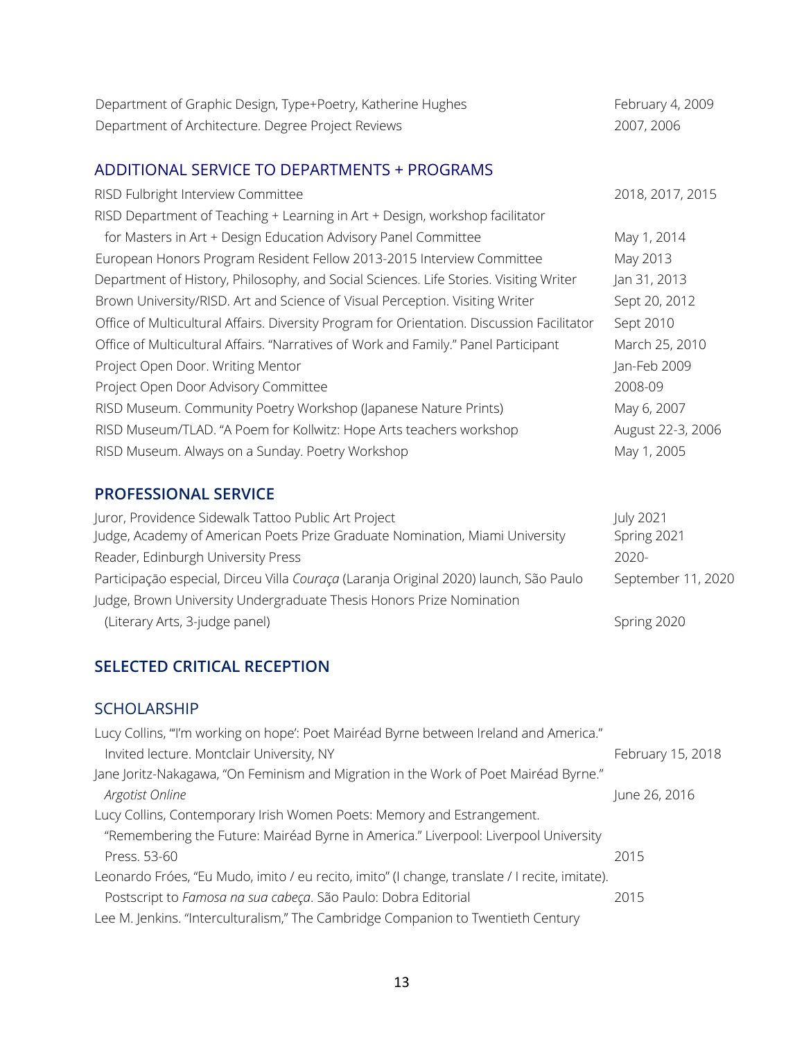Department of Graphic Design, Type+Poetry, Katherine Hughes — February 4, 2009
Department of Architecture. Degree Project Reviews — 2007, 2006

## ADDITIONAL SERVICE TO DEPARTMENTS + PROGRAMS

RISD Fulbright Interview Committee — 2018, 2017, 2015
RISD Department of Teaching + Learning in Art + Design, workshop facilitator for Masters in Art + Design Education Advisory Panel Committee — May 1, 2014
European Honors Program Resident Fellow 2013-2015 Interview Committee — May 2013
Department of History, Philosophy, and Social Sciences. Life Stories. Visiting Writer — Jan 31, 2013
Brown University/RISD. Art and Science of Visual Perception. Visiting Writer — Sept 20, 2012
Office of Multicultural Affairs. Diversity Program for Orientation. Discussion Facilitator — Sept 2010
Office of Multicultural Affairs. "Narratives of Work and Family." Panel Participant — March 25, 2010
Project Open Door. Writing Mentor — Jan-Feb 2009
Project Open Door Advisory Committee — 2008-09
RISD Museum. Community Poetry Workshop (Japanese Nature Prints) — May 6, 2007
RISD Museum/TLAD. "A Poem for Kollwitz: Hope Arts teachers workshop — August 22-3, 2006
RISD Museum. Always on a Sunday. Poetry Workshop — May 1, 2005

## PROFESSIONAL SERVICE

Juror, Providence Sidewalk Tattoo Public Art Project — July 2021
Judge, Academy of American Poets Prize Graduate Nomination, Miami University — Spring 2021
Reader, Edinburgh University Press — 2020-
Participação especial, Dirceu Villa *Couraça* (Laranja Original 2020) launch, São Paulo — September 11, 2020
Judge, Brown University Undergraduate Thesis Honors Prize Nomination (Literary Arts, 3-judge panel) — Spring 2020

## SELECTED CRITICAL RECEPTION

### SCHOLARSHIP

Lucy Collins, "'I'm working on hope': Poet Mairéad Byrne between Ireland and America." Invited lecture. Montclair University, NY — February 15, 2018
Jane Joritz-Nakagawa, "On Feminism and Migration in the Work of Poet Mairéad Byrne." *Argotist Online* — June 26, 2016
Lucy Collins, Contemporary Irish Women Poets: Memory and Estrangement. "Remembering the Future: Mairéad Byrne in America." Liverpool: Liverpool University Press. 53-60 — 2015
Leonardo Fróes, "Eu Mudo, imito / eu recito, imito" (I change, translate / I recite, imitate). Postscript to *Famosa na sua cabeça*. São Paulo: Dobra Editorial — 2015
Lee M. Jenkins. "Interculturalism," The Cambridge Companion to Twentieth Century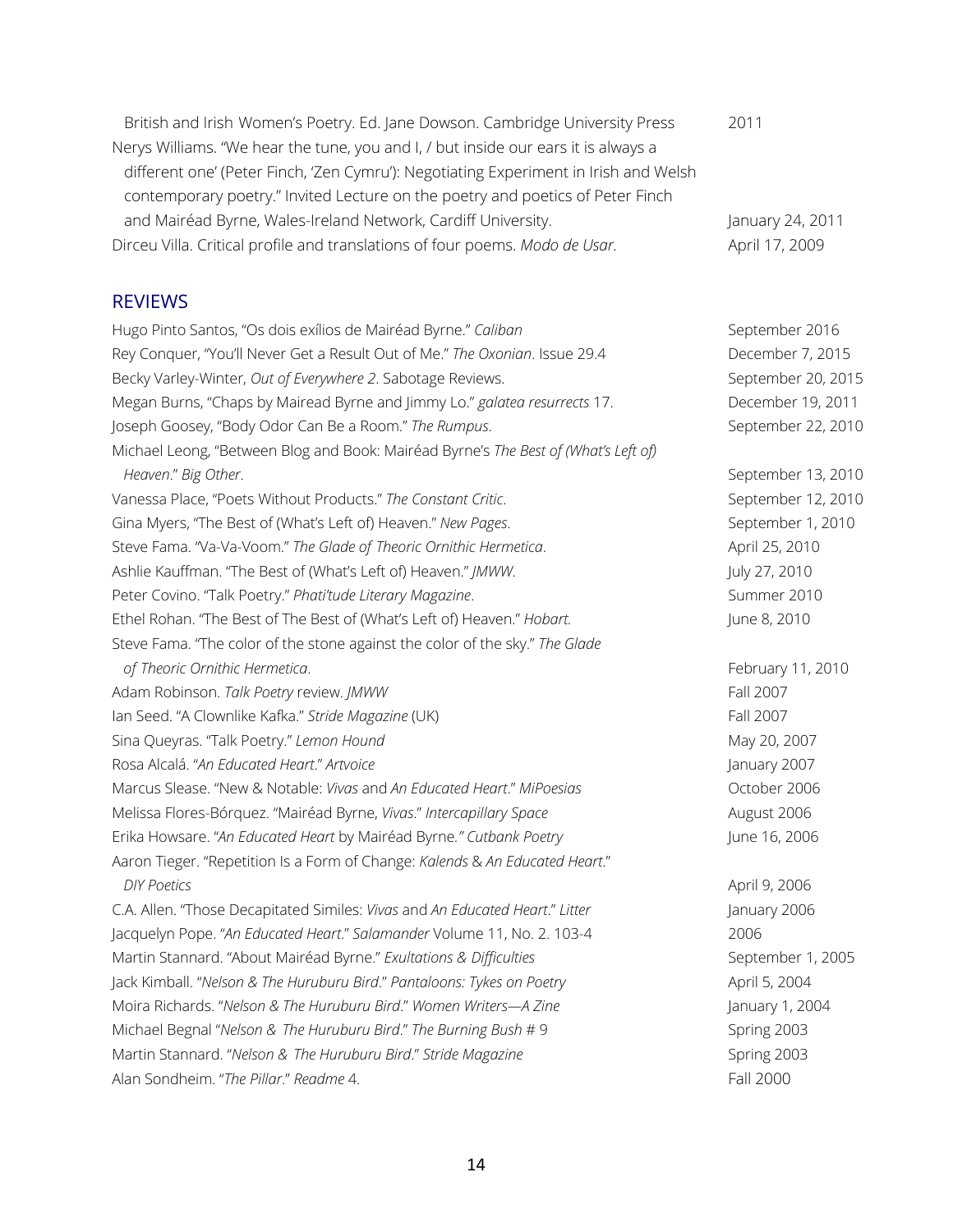British and Irish Women's Poetry. Ed. Jane Dowson. Cambridge University Press 2011

Nerys Williams. "We hear the tune, you and I, / but inside our ears it is always a different one' (Peter Finch, 'Zen Cymru'): Negotiating Experiment in Irish and Welsh contemporary poetry." Invited Lecture on the poetry and poetics of Peter Finch and Mairéad Byrne, Wales-Ireland Network, Cardiff University. January 24, 2011

Dirceu Villa. Critical profile and translations of four poems. *Modo de Usar*. April 17, 2009

## REVIEWS

Hugo Pinto Santos, "Os dois exílios de Mairéad Byrne." *Caliban* September 2016

Rey Conquer, "You'll Never Get a Result Out of Me." *The Oxonian*. Issue 29.4 December 7, 2015

Becky Varley-Winter, *Out of Everywhere 2*. Sabotage Reviews. September 20, 2015

Megan Burns, "Chaps by Mairead Byrne and Jimmy Lo." *galatea resurrects* 17. December 19, 2011

Joseph Goosey, "Body Odor Can Be a Room." *The Rumpus*. September 22, 2010

Michael Leong, "Between Blog and Book: Mairéad Byrne's *The Best of (What's Left of) Heaven*." *Big Other*. September 13, 2010

Vanessa Place, "Poets Without Products." *The Constant Critic*. September 12, 2010

Gina Myers, "The Best of (What's Left of) Heaven." *New Pages*. September 1, 2010

Steve Fama. "Va-Va-Voom." *The Glade of Theoric Ornithic Hermetica*. April 25, 2010

Ashlie Kauffman. "The Best of (What's Left of) Heaven." *JMWW*. July 27, 2010

Peter Covino. "Talk Poetry." *Phati'tude Literary Magazine*. Summer 2010

Ethel Rohan. "The Best of The Best of (What's Left of) Heaven." *Hobart.* June 8, 2010

Steve Fama. "The color of the stone against the color of the sky." *The Glade of Theoric Ornithic Hermetica*. February 11, 2010

Adam Robinson. *Talk Poetry* review. *JMWW* Fall 2007

Ian Seed. "A Clownlike Kafka." *Stride Magazine* (UK) Fall 2007

Sina Queyras. "Talk Poetry." *Lemon Hound* May 20, 2007

Rosa Alcalá. "*An Educated Heart*." *Artvoice* January 2007

Marcus Slease. "New & Notable: *Vivas* and *An Educated Heart*." *MiPoesias* October 2006

Melissa Flores-Bórquez. "Mairéad Byrne, *Vivas*." *Intercapillary Space* August 2006

Erika Howsare. "*An Educated Heart* by Mairéad Byrne." *Cutbank Poetry* June 16, 2006

Aaron Tieger. "Repetition Is a Form of Change: *Kalends* & *An Educated Heart*." *DIY Poetics* April 9, 2006

C.A. Allen. "Those Decapitated Similes: *Vivas* and *An Educated Heart*." *Litter* January 2006

Jacquelyn Pope. "*An Educated Heart*." *Salamander* Volume 11, No. 2. 103-4 2006

Martin Stannard. "About Mairéad Byrne." *Exultations & Difficulties* September 1, 2005

Jack Kimball. "*Nelson & The Huruburu Bird*." *Pantaloons: Tykes on Poetry* April 5, 2004

Moira Richards. "*Nelson & The Huruburu Bird*." *Women Writers—A Zine* January 1, 2004

Michael Begnal "*Nelson & The Huruburu Bird*." *The Burning Bush* # 9 Spring 2003

Martin Stannard. "*Nelson & The Huruburu Bird*." *Stride Magazine* Spring 2003

Alan Sondheim. "*The Pillar*." *Readme* 4. Fall 2000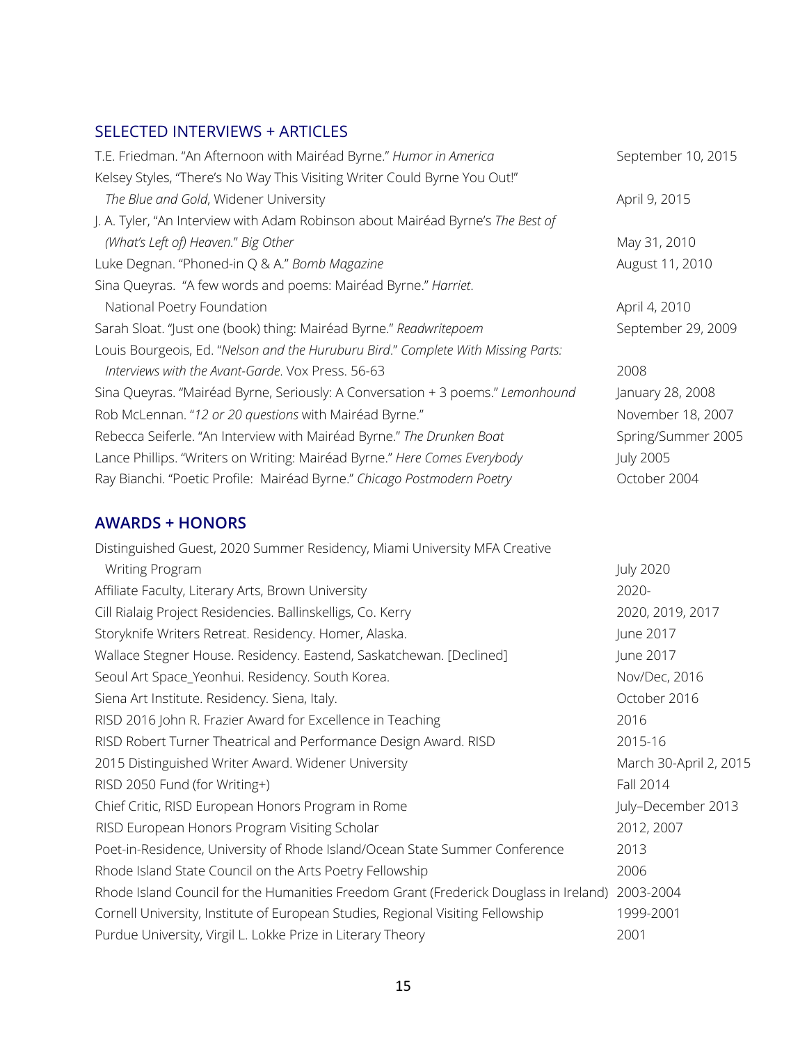## SELECTED INTERVIEWS + ARTICLES

| | |
|---|---|
| T.E. Friedman. "An Afternoon with Mairéad Byrne." *Humor in America* | September 10, 2015 |
| Kelsey Styles, "There's No Way This Visiting Writer Could Byrne You Out!" *The Blue and Gold*, Widener University | April 9, 2015 |
| J. A. Tyler, "An Interview with Adam Robinson about Mairéad Byrne's *The Best of (What's Left of) Heaven*." *Big Other* | May 31, 2010 |
| Luke Degnan. "Phoned-in Q & A." *Bomb Magazine* | August 11, 2010 |
| Sina Queyras. "A few words and poems: Mairéad Byrne." *Harriet*. National Poetry Foundation | April 4, 2010 |
| Sarah Sloat. "Just one (book) thing: Mairéad Byrne." *Readwritepoem* | September 29, 2009 |
| Louis Bourgeois, Ed. "*Nelson and the Huruburu Bird*." *Complete With Missing Parts: Interviews with the Avant-Garde*. Vox Press. 56-63 | 2008 |
| Sina Queyras. "Mairéad Byrne, Seriously: A Conversation + 3 poems." *Lemonhound* | January 28, 2008 |
| Rob McLennan. "*12 or 20 questions* with Mairéad Byrne." | November 18, 2007 |
| Rebecca Seiferle. "An Interview with Mairéad Byrne." *The Drunken Boat* | Spring/Summer 2005 |
| Lance Phillips. "Writers on Writing: Mairéad Byrne." *Here Comes Everybody* | July 2005 |
| Ray Bianchi. "Poetic Profile: Mairéad Byrne." *Chicago Postmodern Poetry* | October 2004 |

## AWARDS + HONORS

| | |
|---|---|
| Distinguished Guest, 2020 Summer Residency, Miami University MFA Creative Writing Program | July 2020 |
| Affiliate Faculty, Literary Arts, Brown University | 2020- |
| Cill Rialaig Project Residencies. Ballinskelligs, Co. Kerry | 2020, 2019, 2017 |
| Storyknife Writers Retreat. Residency. Homer, Alaska. | June 2017 |
| Wallace Stegner House. Residency. Eastend, Saskatchewan. [Declined] | June 2017 |
| Seoul Art Space_Yeonhui. Residency. South Korea. | Nov/Dec, 2016 |
| Siena Art Institute. Residency. Siena, Italy. | October 2016 |
| RISD 2016 John R. Frazier Award for Excellence in Teaching | 2016 |
| RISD Robert Turner Theatrical and Performance Design Award. RISD | 2015-16 |
| 2015 Distinguished Writer Award. Widener University | March 30-April 2, 2015 |
| RISD 2050 Fund (for Writing+) | Fall 2014 |
| Chief Critic, RISD European Honors Program in Rome | July–December 2013 |
| RISD European Honors Program Visiting Scholar | 2012, 2007 |
| Poet-in-Residence, University of Rhode Island/Ocean State Summer Conference | 2013 |
| Rhode Island State Council on the Arts Poetry Fellowship | 2006 |
| Rhode Island Council for the Humanities Freedom Grant (Frederick Douglass in Ireland) | 2003-2004 |
| Cornell University, Institute of European Studies, Regional Visiting Fellowship | 1999-2001 |
| Purdue University, Virgil L. Lokke Prize in Literary Theory | 2001 |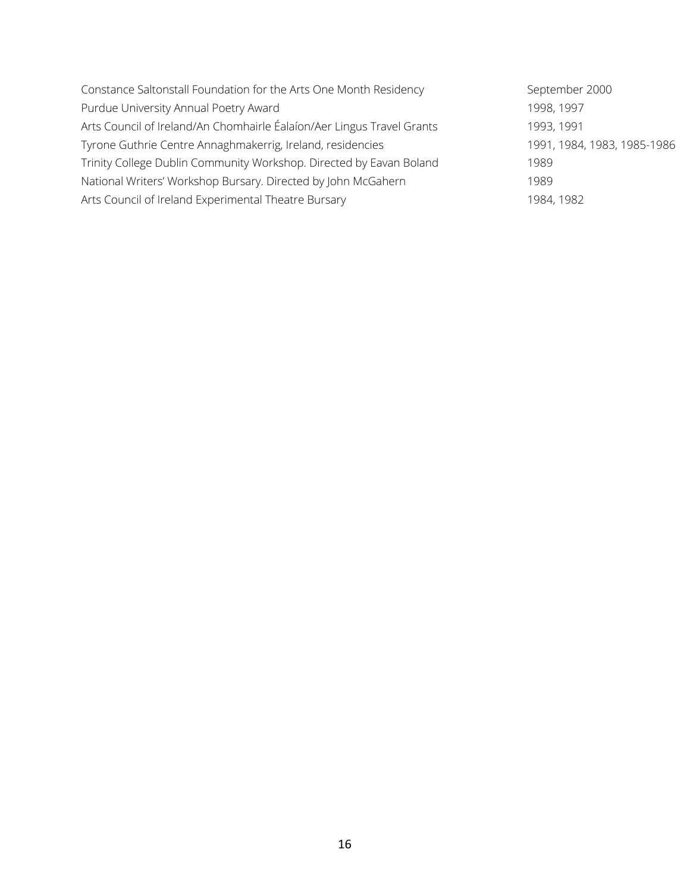| | |
|---|---|
| Constance Saltonstall Foundation for the Arts One Month Residency | September 2000 |
| Purdue University Annual Poetry Award | 1998, 1997 |
| Arts Council of Ireland/An Chomhairle Éalaíon/Aer Lingus Travel Grants | 1993, 1991 |
| Tyrone Guthrie Centre Annaghmakerrig, Ireland, residencies | 1991, 1984, 1983, 1985-1986 |
| Trinity College Dublin Community Workshop. Directed by Eavan Boland | 1989 |
| National Writers' Workshop Bursary. Directed by John McGahern | 1989 |
| Arts Council of Ireland Experimental Theatre Bursary | 1984, 1982 |